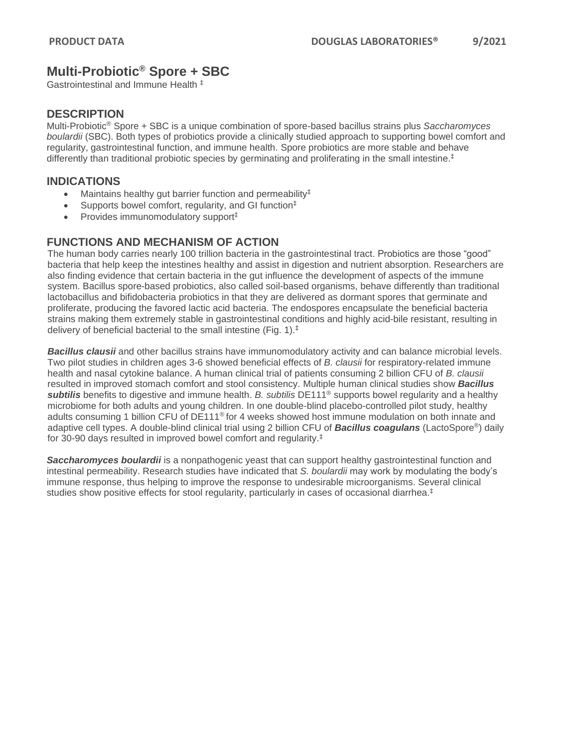# Multi-Probiotic® Spore + SBC

Gastrointestinal and Immune Health ‡

## DESCRIPTION

Multi-Probiotic® Spore + SBC is a unique combination of spore-based bacillus strains plus *Saccharomyces boulardii* (SBC). Both types of probiotics provide a clinically studied approach to supporting bowel comfort and regularity, gastrointestinal function, and immune health. Spore probiotics are more stable and behave differently than traditional probiotic species by germinating and proliferating in the small intestine.‡

## INDICATIONS

- Maintains healthy gut barrier function and permeability‡
- Supports bowel comfort, regularity, and GI function‡
- Provides immunomodulatory support‡

## FUNCTIONS AND MECHANISM OF ACTION

The human body carries nearly 100 trillion bacteria in the gastrointestinal tract. Probiotics are those "good" bacteria that help keep the intestines healthy and assist in digestion and nutrient absorption. Researchers are also finding evidence that certain bacteria in the gut influence the development of aspects of the immune system. Bacillus spore-based probiotics, also called soil-based organisms, behave differently than traditional lactobacillus and bifidobacteria probiotics in that they are delivered as dormant spores that germinate and proliferate, producing the favored lactic acid bacteria. The endospores encapsulate the beneficial bacteria strains making them extremely stable in gastrointestinal conditions and highly acid-bile resistant, resulting in delivery of beneficial bacterial to the small intestine (Fig. 1).‡

***Bacillus clausii*** and other bacillus strains have immunomodulatory activity and can balance microbial levels. Two pilot studies in children ages 3-6 showed beneficial effects of *B. clausii* for respiratory-related immune health and nasal cytokine balance. A human clinical trial of patients consuming 2 billion CFU of *B. clausii* resulted in improved stomach comfort and stool consistency. Multiple human clinical studies show ***Bacillus subtilis*** benefits to digestive and immune health. *B. subtilis* DE111® supports bowel regularity and a healthy microbiome for both adults and young children. In one double-blind placebo-controlled pilot study, healthy adults consuming 1 billion CFU of DE111® for 4 weeks showed host immune modulation on both innate and adaptive cell types. A double-blind clinical trial using 2 billion CFU of ***Bacillus coagulans*** (LactoSpore®) daily for 30-90 days resulted in improved bowel comfort and regularity.‡

***Saccharomyces boulardii*** is a nonpathogenic yeast that can support healthy gastrointestinal function and intestinal permeability. Research studies have indicated that *S. boulardii* may work by modulating the body's immune response, thus helping to improve the response to undesirable microorganisms. Several clinical studies show positive effects for stool regularity, particularly in cases of occasional diarrhea.‡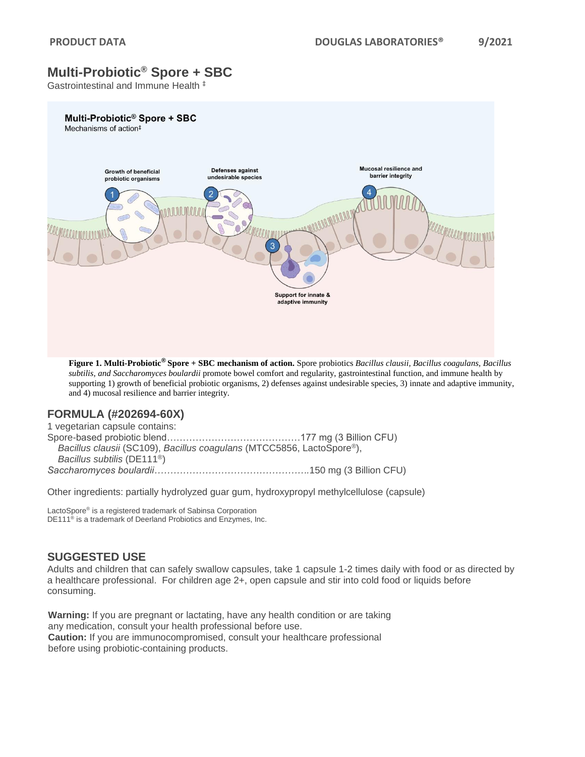# Multi-Probiotic® Spore + SBC

Gastrointestinal and Immune Health ‡

**Figure 1. Multi-Probiotic® Spore + SBC mechanism of action.** Spore probiotics *Bacillus clausii, Bacillus coagulans, Bacillus subtilis, and Saccharomyces boulardii* promote bowel comfort and regularity, gastrointestinal function, and immune health by supporting 1) growth of beneficial probiotic organisms, 2) defenses against undesirable species, 3) innate and adaptive immunity, and 4) mucosal resilience and barrier integrity.

## FORMULA (#202694-60X)

1 vegetarian capsule contains:

Spore-based probiotic blend……………………………………177 mg (3 Billion CFU)
*Bacillus clausii* (SC109), *Bacillus coagulans* (MTCC5856, LactoSpore®), *Bacillus subtilis* (DE111®)

*Saccharomyces boulardii*…………………………………………..150 mg (3 Billion CFU)

Other ingredients: partially hydrolyzed guar gum, hydroxypropyl methylcellulose (capsule)

LactoSpore® is a registered trademark of Sabinsa Corporation
DE111® is a trademark of Deerland Probiotics and Enzymes, Inc.

## SUGGESTED USE

Adults and children that can safely swallow capsules, take 1 capsule 1-2 times daily with food or as directed by a healthcare professional. For children age 2+, open capsule and stir into cold food or liquids before consuming.

**Warning:** If you are pregnant or lactating, have any health condition or are taking any medication, consult your health professional before use.
**Caution:** If you are immunocompromised, consult your healthcare professional before using probiotic-containing products.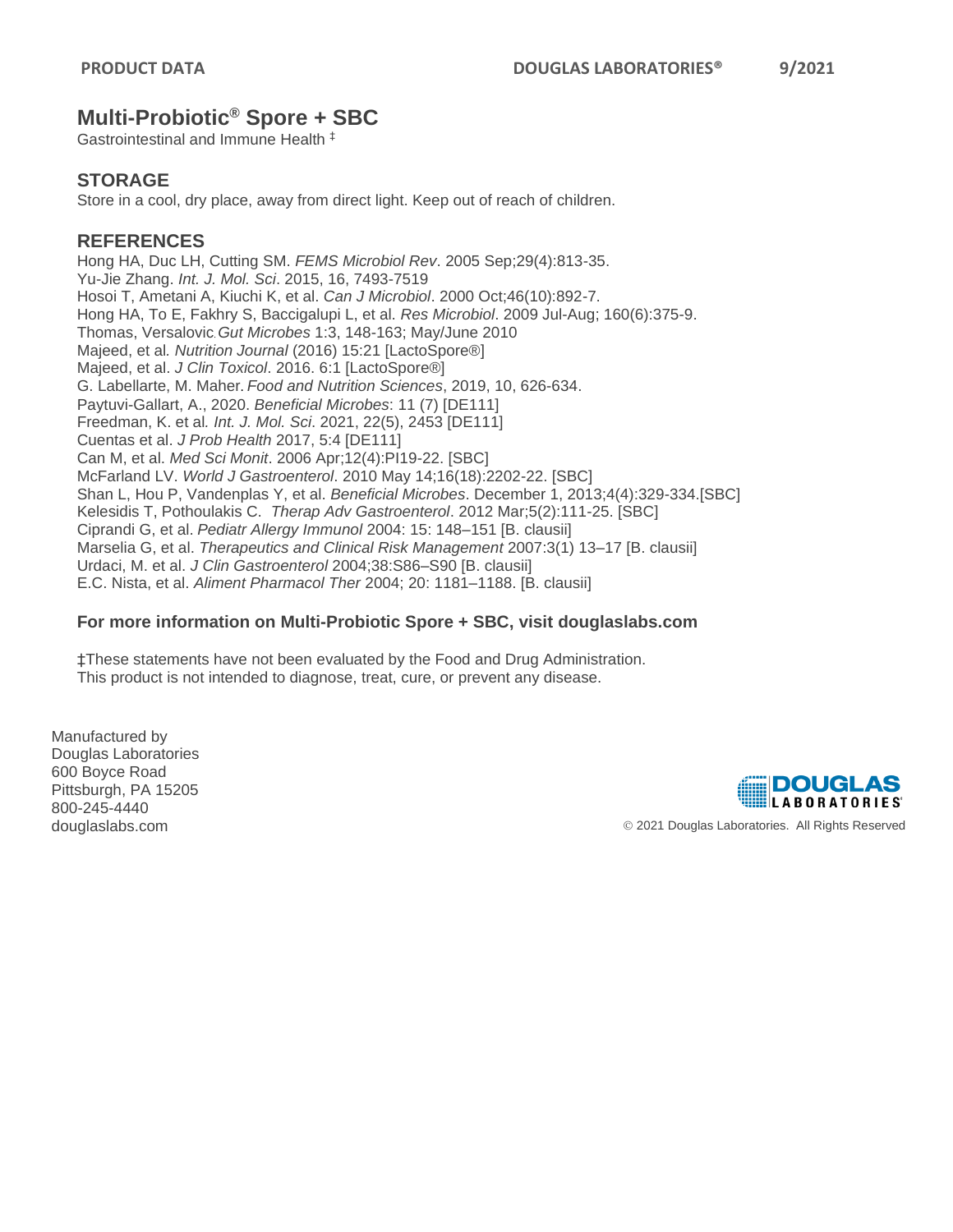# Multi-Probiotic® Spore + SBC

Gastrointestinal and Immune Health ‡

## STORAGE

Store in a cool, dry place, away from direct light. Keep out of reach of children.

## REFERENCES

Hong HA, Duc LH, Cutting SM. *FEMS Microbiol Rev*. 2005 Sep;29(4):813-35.
Yu-Jie Zhang. *Int. J. Mol. Sci*. 2015, 16, 7493-7519
Hosoi T, Ametani A, Kiuchi K, et al. *Can J Microbiol*. 2000 Oct;46(10):892-7.
Hong HA, To E, Fakhry S, Baccigalupi L, et al. *Res Microbiol*. 2009 Jul-Aug; 160(6):375-9.
Thomas, Versalovic. *Gut Microbes* 1:3, 148-163; May/June 2010
Majeed, et al. *Nutrition Journal* (2016) 15:21 [LactoSpore®]
Majeed, et al. *J Clin Toxicol*. 2016. 6:1 [LactoSpore®]
G. Labellarte, M. Maher. *Food and Nutrition Sciences*, 2019, 10, 626-634.
Paytuvi-Gallart, A., 2020. *Beneficial Microbes*: 11 (7) [DE111]
Freedman, K. et al. *Int. J. Mol. Sci*. 2021, 22(5), 2453 [DE111]
Cuentas et al. *J Prob Health* 2017, 5:4 [DE111]
Can M, et al. *Med Sci Monit*. 2006 Apr;12(4):PI19-22. [SBC]
McFarland LV. *World J Gastroenterol*. 2010 May 14;16(18):2202-22. [SBC]
Shan L, Hou P, Vandenplas Y, et al. *Beneficial Microbes*. December 1, 2013;4(4):329-334.[SBC]
Kelesidis T, Pothoulakis C. *Therap Adv Gastroenterol*. 2012 Mar;5(2):111-25. [SBC]
Ciprandi G, et al. *Pediatr Allergy Immunol* 2004: 15: 148–151 [B. clausii]
Marselia G, et al. *Therapeutics and Clinical Risk Management* 2007:3(1) 13–17 [B. clausii]
Urdaci, M. et al. *J Clin Gastroenterol* 2004;38:S86–S90 [B. clausii]
E.C. Nista, et al. *Aliment Pharmacol Ther* 2004; 20: 1181–1188. [B. clausii]

**For more information on Multi-Probiotic Spore + SBC, visit douglaslabs.com**

‡These statements have not been evaluated by the Food and Drug Administration.
This product is not intended to diagnose, treat, cure, or prevent any disease.

Manufactured by
Douglas Laboratories
600 Boyce Road
Pittsburgh, PA 15205
800-245-4440
douglaslabs.com

DOUGLAS LABORATORIES

© 2021 Douglas Laboratories. All Rights Reserved